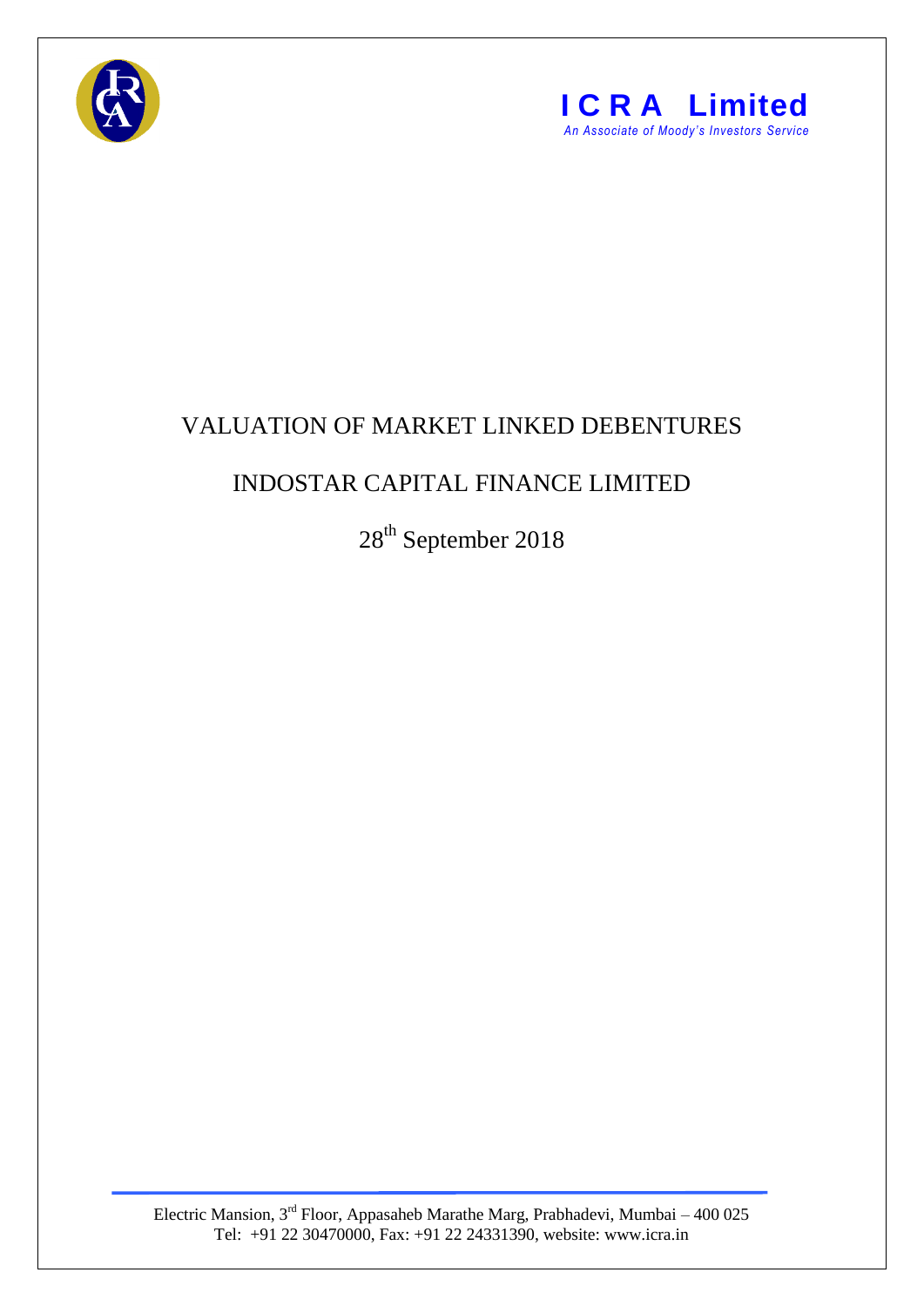**ICRA Limited**

*An Associate of Moody's Investors Service*

# VALUATION OF MARKET LINKED DEBENTURES

# INDOSTAR CAPITAL FINANCE LIMITED

28th September 2018

Electric Mansion, 3rd Floor, Appasaheb Marathe Marg, Prabhadevi, Mumbai – 400 025
Tel: +91 22 30470000, Fax: +91 22 24331390, website: www.icra.in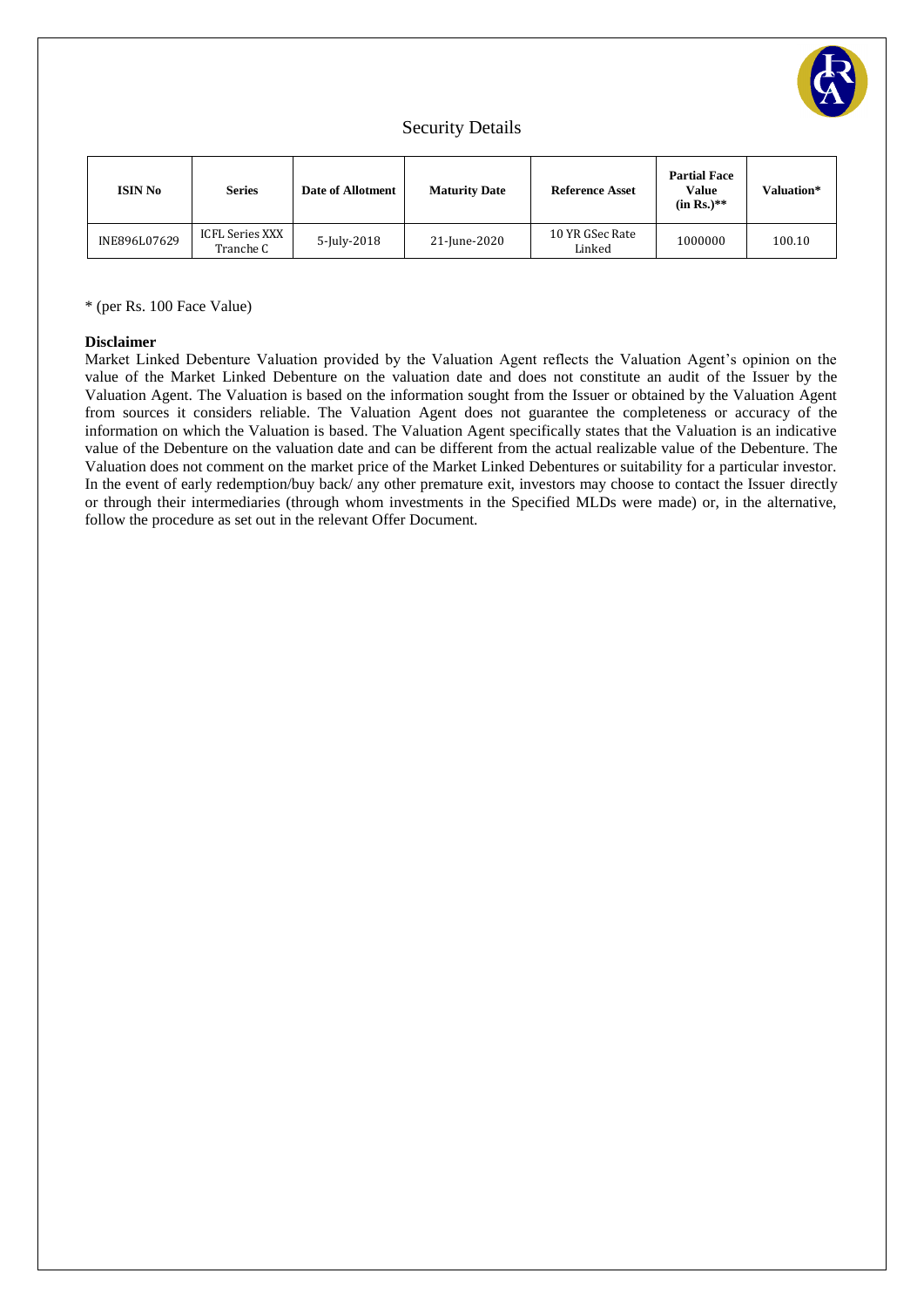## Security Details

| ISIN No | Series | Date of Allotment | Maturity Date | Reference Asset | Partial Face Value (in Rs.)** | Valuation* |
|---|---|---|---|---|---|---|
| INE896L07629 | ICFL Series XXX Tranche C | 5-July-2018 | 21-June-2020 | 10 YR GSec Rate Linked | 1000000 | 100.10 |

* (per Rs. 100 Face Value)

**Disclaimer**

Market Linked Debenture Valuation provided by the Valuation Agent reflects the Valuation Agent's opinion on the value of the Market Linked Debenture on the valuation date and does not constitute an audit of the Issuer by the Valuation Agent. The Valuation is based on the information sought from the Issuer or obtained by the Valuation Agent from sources it considers reliable. The Valuation Agent does not guarantee the completeness or accuracy of the information on which the Valuation is based. The Valuation Agent specifically states that the Valuation is an indicative value of the Debenture on the valuation date and can be different from the actual realizable value of the Debenture. The Valuation does not comment on the market price of the Market Linked Debentures or suitability for a particular investor. In the event of early redemption/buy back/ any other premature exit, investors may choose to contact the Issuer directly or through their intermediaries (through whom investments in the Specified MLDs were made) or, in the alternative, follow the procedure as set out in the relevant Offer Document.